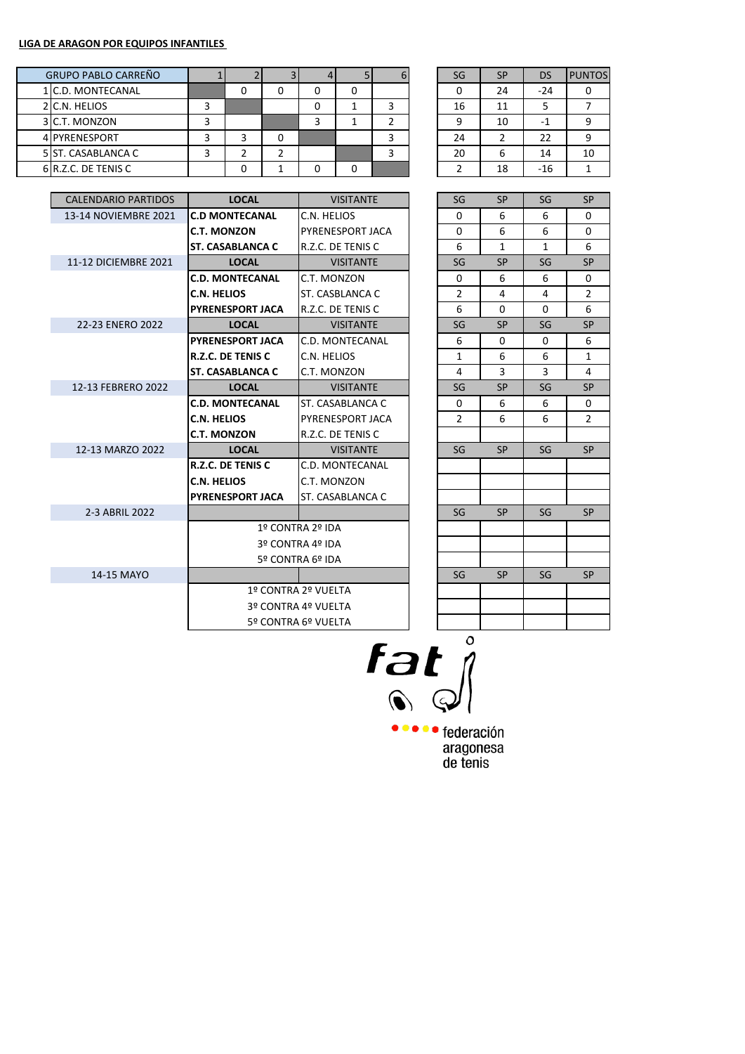**LIGA DE ARAGON POR EQUIPOS INFANTILES**

| GRUPO PABLO CARREÑO | 1 | 2 | 3 | 4 | 5 | 6 | SG | SP | DS | PUNTOS |
|---|---|---|---|---|---|---|---|---|---|---|
| 1 C.D. MONTECANAL | | 0 | 0 | 0 | 0 | | 0 | 24 | -24 | 0 |
| 2 C.N. HELIOS | 3 | | | 0 | 1 | 3 | 16 | 11 | 5 | 7 |
| 3 C.T. MONZON | 3 | | | 3 | 1 | 2 | 9 | 10 | -1 | 9 |
| 4 PYRENESPORT | 3 | 3 | 0 | | | 3 | 24 | 2 | 22 | 9 |
| 5 ST. CASABLANCA C | 3 | 2 | 2 | | | 3 | 20 | 6 | 14 | 10 |
| 6 R.Z.C. DE TENIS C | | 0 | 1 | 0 | 0 | | 2 | 18 | -16 | 1 |

| CALENDARIO PARTIDOS | LOCAL | VISITANTE | SG | SP | SG | SP |
|---|---|---|---|---|---|---|
| 13-14 NOVIEMBRE 2021 | **C.D MONTECANAL** | C.N. HELIOS | 0 | 6 | 6 | 0 |
| | **C.T. MONZON** | PYRENESPORT JACA | 0 | 6 | 6 | 0 |
| | **ST. CASABLANCA C** | R.Z.C. DE TENIS C | 6 | 1 | 1 | 6 |
| 11-12 DICIEMBRE 2021 | **LOCAL** | VISITANTE | SG | SP | SG | SP |
| | **C.D. MONTECANAL** | C.T. MONZON | 0 | 6 | 6 | 0 |
| | **C.N. HELIOS** | ST. CASBLANCA C | 2 | 4 | 4 | 2 |
| | **PYRENESPORT JACA** | R.Z.C. DE TENIS C | 6 | 0 | 0 | 6 |
| 22-23 ENERO 2022 | **LOCAL** | VISITANTE | SG | SP | SG | SP |
| | **PYRENESPORT JACA** | C.D. MONTECANAL | 6 | 0 | 0 | 6 |
| | **R.Z.C. DE TENIS C** | C.N. HELIOS | 1 | 6 | 6 | 1 |
| | **ST. CASABLANCA C** | C.T. MONZON | 4 | 3 | 3 | 4 |
| 12-13 FEBRERO 2022 | **LOCAL** | VISITANTE | SG | SP | SG | SP |
| | **C.D. MONTECANAL** | ST. CASABLANCA C | 0 | 6 | 6 | 0 |
| | **C.N. HELIOS** | PYRENESPORT JACA | 2 | 6 | 6 | 2 |
| | **C.T. MONZON** | R.Z.C. DE TENIS C | | | | |
| 12-13 MARZO 2022 | **LOCAL** | VISITANTE | SG | SP | SG | SP |
| | **R.Z.C. DE TENIS C** | C.D. MONTECANAL | | | | |
| | **C.N. HELIOS** | C.T. MONZON | | | | |
| | **PYRENESPORT JACA** | ST. CASABLANCA C | | | | |
| 2-3 ABRIL 2022 | | | SG | SP | SG | SP |
| | 1º CONTRA 2º IDA | | | | | |
| | 3º CONTRA 4º IDA | | | | | |
| | 5º CONTRA 6º IDA | | | | | |
| 14-15 MAYO | | | SG | SP | SG | SP |
| | 1º CONTRA 2º VUELTA | | | | | |
| | 3º CONTRA 4º VUELTA | | | | | |
| | 5º CONTRA 6º VUELTA | | | | | |

fat

federación aragonesa de tenis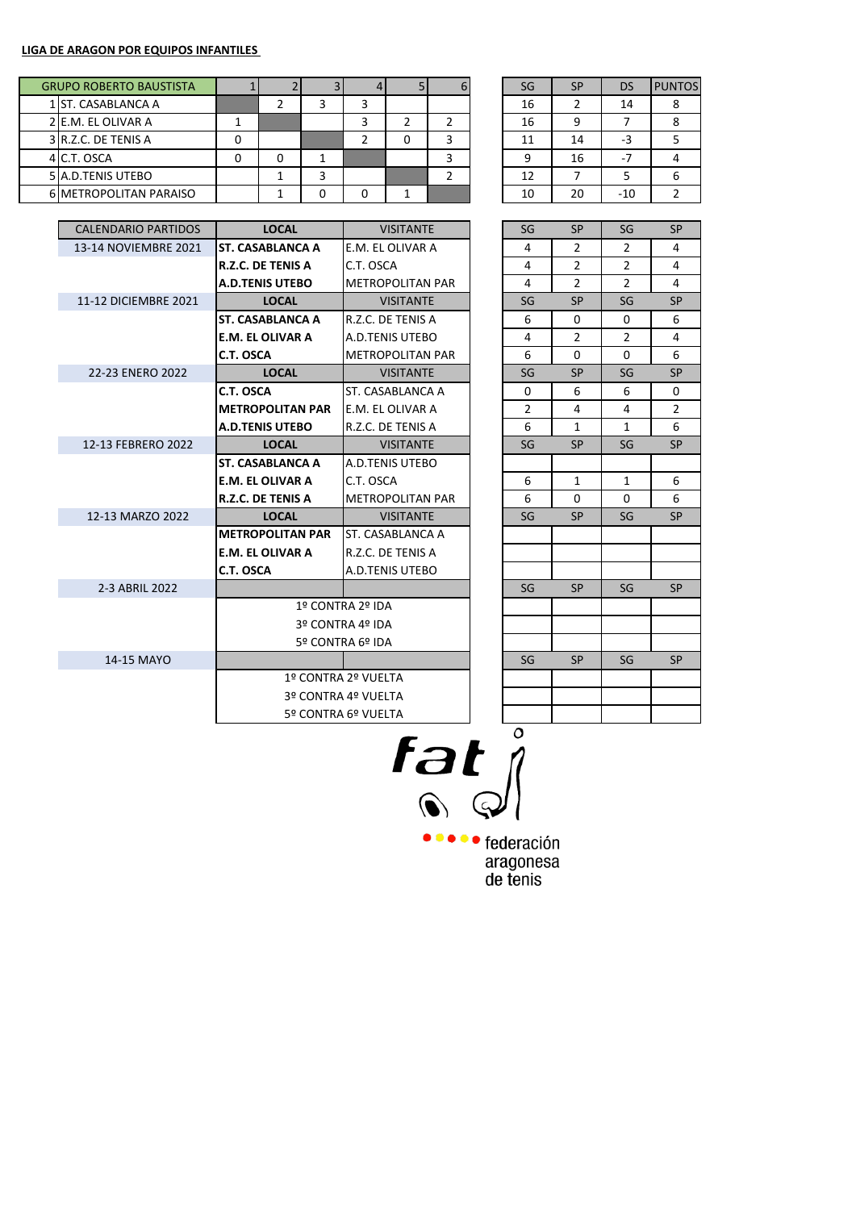**LIGA DE ARAGON POR EQUIPOS INFANTILES**

| GRUPO ROBERTO BAUSTISTA | 1 | 2 | 3 | 4 | 5 | 6 | SG | SP | DS | PUNTOS |
|---|---|---|---|---|---|---|---|---|---|---|
| 1 ST. CASABLANCA A | | 2 | 3 | 3 | | | 16 | 2 | 14 | 8 |
| 2 E.M. EL OLIVAR A | 1 | | | 3 | 2 | 2 | 16 | 9 | 7 | 8 |
| 3 R.Z.C. DE TENIS A | 0 | | | 2 | 0 | 3 | 11 | 14 | -3 | 5 |
| 4 C.T. OSCA | 0 | 0 | 1 | | | 3 | 9 | 16 | -7 | 4 |
| 5 A.D.TENIS UTEBO | | 1 | 3 | | | 2 | 12 | 7 | 5 | 6 |
| 6 METROPOLITAN PARAISO | | 1 | 0 | 0 | 1 | | 10 | 20 | -10 | 2 |

| CALENDARIO PARTIDOS | LOCAL | VISITANTE | SG | SP | SG | SP |
|---|---|---|---|---|---|---|
| 13-14 NOVIEMBRE 2021 | **ST. CASABLANCA A** | E.M. EL OLIVAR A | 4 | 2 | 2 | 4 |
| | **R.Z.C. DE TENIS A** | C.T. OSCA | 4 | 2 | 2 | 4 |
| | **A.D.TENIS UTEBO** | METROPOLITAN PAR | 4 | 2 | 2 | 4 |
| 11-12 DICIEMBRE 2021 | **LOCAL** | VISITANTE | SG | SP | SG | SP |
| | **ST. CASABLANCA A** | R.Z.C. DE TENIS A | 6 | 0 | 0 | 6 |
| | **E.M. EL OLIVAR A** | A.D.TENIS UTEBO | 4 | 2 | 2 | 4 |
| | **C.T. OSCA** | METROPOLITAN PAR | 6 | 0 | 0 | 6 |
| 22-23 ENERO 2022 | **LOCAL** | VISITANTE | SG | SP | SG | SP |
| | **C.T. OSCA** | ST. CASABLANCA A | 0 | 6 | 6 | 0 |
| | **METROPOLITAN PAR** | E.M. EL OLIVAR A | 2 | 4 | 4 | 2 |
| | **A.D.TENIS UTEBO** | R.Z.C. DE TENIS A | 6 | 1 | 1 | 6 |
| 12-13 FEBRERO 2022 | **LOCAL** | VISITANTE | SG | SP | SG | SP |
| | **ST. CASABLANCA A** | A.D.TENIS UTEBO | | | | |
| | **E.M. EL OLIVAR A** | C.T. OSCA | 6 | 1 | 1 | 6 |
| | **R.Z.C. DE TENIS A** | METROPOLITAN PAR | 6 | 0 | 0 | 6 |
| 12-13 MARZO 2022 | **LOCAL** | VISITANTE | SG | SP | SG | SP |
| | **METROPOLITAN PAR** | ST. CASABLANCA A | | | | |
| | **E.M. EL OLIVAR A** | R.Z.C. DE TENIS A | | | | |
| | **C.T. OSCA** | A.D.TENIS UTEBO | | | | |
| 2-3 ABRIL 2022 | | | SG | SP | SG | SP |
| | 1º CONTRA 2º IDA | | | | | |
| | 3º CONTRA 4º IDA | | | | | |
| | 5º CONTRA 6º IDA | | | | | |
| 14-15 MAYO | | | SG | SP | SG | SP |
| | 1º CONTRA 2º VUELTA | | | | | |
| | 3º CONTRA 4º VUELTA | | | | | |
| | 5º CONTRA 6º VUELTA | | | | | |

fat

federación aragonesa de tenis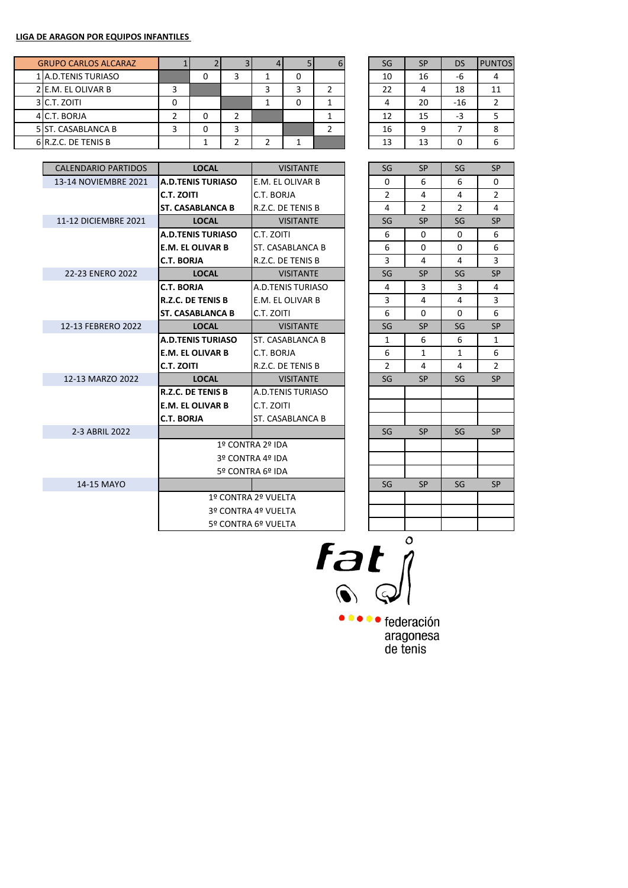**LIGA DE ARAGON POR EQUIPOS INFANTILES**

| GRUPO CARLOS ALCARAZ | 1 | 2 | 3 | 4 | 5 | 6 | SG | SP | DS | PUNTOS |
|---|---|---|---|---|---|---|---|---|---|---|
| 1 A.D.TENIS TURIASO | | 0 | 3 | 1 | 0 | | 10 | 16 | -6 | 4 |
| 2 E.M. EL OLIVAR B | 3 | | | 3 | 3 | 2 | 22 | 4 | 18 | 11 |
| 3 C.T. ZOITI | 0 | | | 1 | 0 | 1 | 4 | 20 | -16 | 2 |
| 4 C.T. BORJA | 2 | 0 | 2 | | | 1 | 12 | 15 | -3 | 5 |
| 5 ST. CASABLANCA B | 3 | 0 | 3 | | | 2 | 16 | 9 | 7 | 8 |
| 6 R.Z.C. DE TENIS B | | 1 | 2 | 2 | 1 | | 13 | 13 | 0 | 6 |

| CALENDARIO PARTIDOS | LOCAL | VISITANTE | SG | SP | SG | SP |
|---|---|---|---|---|---|---|
| 13-14 NOVIEMBRE 2021 | **A.D.TENIS TURIASO** | E.M. EL OLIVAR B | 0 | 6 | 6 | 0 |
| | **C.T. ZOITI** | C.T. BORJA | 2 | 4 | 4 | 2 |
| | **ST. CASABLANCA B** | R.Z.C. DE TENIS B | 4 | 2 | 2 | 4 |
| 11-12 DICIEMBRE 2021 | **LOCAL** | VISITANTE | SG | SP | SG | SP |
| | **A.D.TENIS TURIASO** | C.T. ZOITI | 6 | 0 | 0 | 6 |
| | **E.M. EL OLIVAR B** | ST. CASABLANCA B | 6 | 0 | 0 | 6 |
| | **C.T. BORJA** | R.Z.C. DE TENIS B | 3 | 4 | 4 | 3 |
| 22-23 ENERO 2022 | **LOCAL** | VISITANTE | SG | SP | SG | SP |
| | **C.T. BORJA** | A.D.TENIS TURIASO | 4 | 3 | 3 | 4 |
| | **R.Z.C. DE TENIS B** | E.M. EL OLIVAR B | 3 | 4 | 4 | 3 |
| | **ST. CASABLANCA B** | C.T. ZOITI | 6 | 0 | 0 | 6 |
| 12-13 FEBRERO 2022 | **LOCAL** | VISITANTE | SG | SP | SG | SP |
| | **A.D.TENIS TURIASO** | ST. CASABLANCA B | 1 | 6 | 6 | 1 |
| | **E.M. EL OLIVAR B** | C.T. BORJA | 6 | 1 | 1 | 6 |
| | **C.T. ZOITI** | R.Z.C. DE TENIS B | 2 | 4 | 4 | 2 |
| 12-13 MARZO 2022 | **LOCAL** | VISITANTE | SG | SP | SG | SP |
| | **R.Z.C. DE TENIS B** | A.D.TENIS TURIASO | | | | |
| | **E.M. EL OLIVAR B** | C.T. ZOITI | | | | |
| | **C.T. BORJA** | ST. CASABLANCA B | | | | |
| 2-3 ABRIL 2022 | | | SG | SP | SG | SP |
| | 1º CONTRA 2º IDA | | | | | |
| | 3º CONTRA 4º IDA | | | | | |
| | 5º CONTRA 6º IDA | | | | | |
| 14-15 MAYO | | | SG | SP | SG | SP |
| | 1º CONTRA 2º VUELTA | | | | | |
| | 3º CONTRA 4º VUELTA | | | | | |
| | 5º CONTRA 6º VUELTA | | | | | |

fat

federación aragonesa de tenis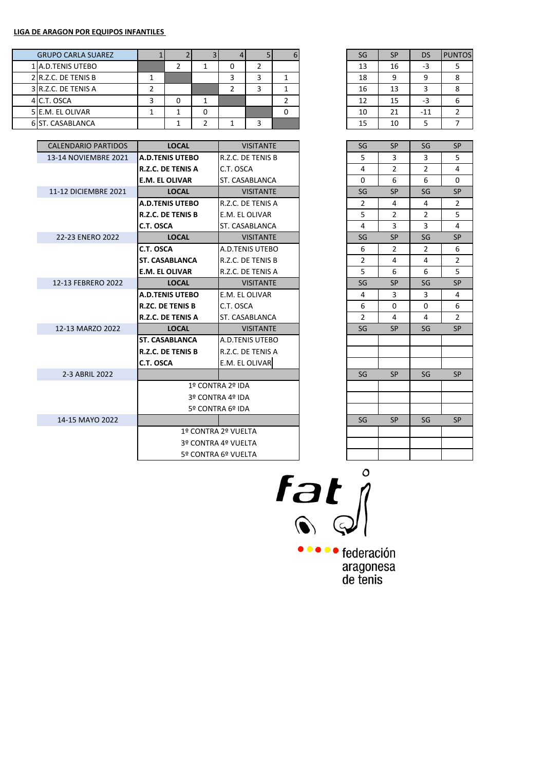**LIGA DE ARAGON POR EQUIPOS INFANTILES**

| GRUPO CARLA SUAREZ | 1 | 2 | 3 | 4 | 5 | 6 | SG | SP | DS | PUNTOS |
|---|---|---|---|---|---|---|---|---|---|---|
| 1 A.D.TENIS UTEBO | | 2 | 1 | 0 | 2 | | 13 | 16 | -3 | 5 |
| 2 R.Z.C. DE TENIS B | 1 | | | 3 | 3 | 1 | 18 | 9 | 9 | 8 |
| 3 R.Z.C. DE TENIS A | 2 | | | 2 | 3 | 1 | 16 | 13 | 3 | 8 |
| 4 C.T. OSCA | 3 | 0 | 1 | | | 2 | 12 | 15 | -3 | 6 |
| 5 E.M. EL OLIVAR | 1 | 1 | 0 | | | 0 | 10 | 21 | -11 | 2 |
| 6 ST. CASABLANCA | | 1 | 2 | 1 | 3 | | 15 | 10 | 5 | 7 |

| CALENDARIO PARTIDOS | LOCAL | VISITANTE | SG | SP | SG | SP |
|---|---|---|---|---|---|---|
| 13-14 NOVIEMBRE 2021 | **A.D.TENIS UTEBO** | R.Z.C. DE TENIS B | 5 | 3 | 3 | 5 |
| | **R.Z.C. DE TENIS A** | C.T. OSCA | 4 | 2 | 2 | 4 |
| | **E.M. EL OLIVAR** | ST. CASABLANCA | 0 | 6 | 6 | 0 |
| 11-12 DICIEMBRE 2021 | **LOCAL** | VISITANTE | SG | SP | SG | SP |
| | **A.D.TENIS UTEBO** | R.Z.C. DE TENIS A | 2 | 4 | 4 | 2 |
| | **R.Z.C. DE TENIS B** | E.M. EL OLIVAR | 5 | 2 | 2 | 5 |
| | **C.T. OSCA** | ST. CASABLANCA | 4 | 3 | 3 | 4 |
| 22-23 ENERO 2022 | **LOCAL** | VISITANTE | SG | SP | SG | SP |
| | **C.T. OSCA** | A.D.TENIS UTEBO | 6 | 2 | 2 | 6 |
| | **ST. CASABLANCA** | R.Z.C. DE TENIS B | 2 | 4 | 4 | 2 |
| | **E.M. EL OLIVAR** | R.Z.C. DE TENIS A | 5 | 6 | 6 | 5 |
| 12-13 FEBRERO 2022 | **LOCAL** | VISITANTE | SG | SP | SG | SP |
| | **A.D.TENIS UTEBO** | E.M. EL OLIVAR | 4 | 3 | 3 | 4 |
| | **R.ZC. DE TENIS B** | C.T. OSCA | 6 | 0 | 0 | 6 |
| | **R.Z.C. DE TENIS A** | ST. CASABLANCA | 2 | 4 | 4 | 2 |
| 12-13 MARZO 2022 | **LOCAL** | VISITANTE | SG | SP | SG | SP |
| | **ST. CASABLANCA** | A.D.TENIS UTEBO | | | | |
| | **R.Z.C. DE TENIS B** | R.Z.C. DE TENIS A | | | | |
| | **C.T. OSCA** | E.M. EL OLIVAR | | | | |
| 2-3 ABRIL 2022 | | | SG | SP | SG | SP |
| | 1º CONTRA 2º IDA | | | | | |
| | 3º CONTRA 4º IDA | | | | | |
| | 5º CONTRA 6º IDA | | | | | |
| 14-15 MAYO 2022 | | | SG | SP | SG | SP |
| | 1º CONTRA 2º VUELTA | | | | | |
| | 3º CONTRA 4º VUELTA | | | | | |
| | 5º CONTRA 6º VUELTA | | | | | |

fat

federación aragonesa de tenis